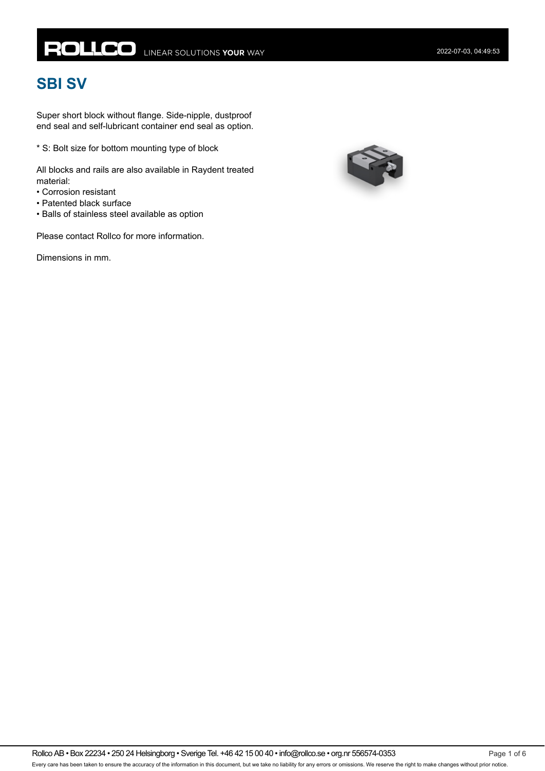# SBI SV

Super short block without flange. Side-nipple, dustproof end seal and self-lubricant container end seal as option.

* S: Bolt size for bottom mounting type of block

All blocks and rails are also available in Raydent treated material:

- Corrosion resistant
- Patented black surface
- Balls of stainless steel available as option

Please contact Rollco for more information.

Dimensions in mm.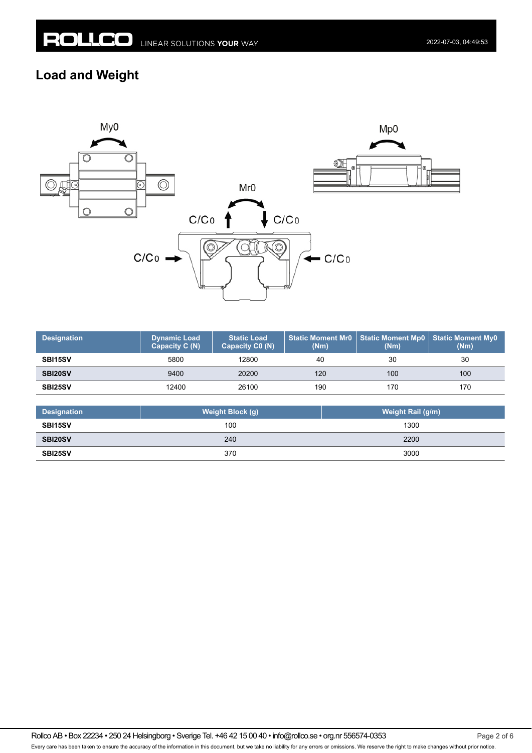## Load and Weight

| Designation | Dynamic Load Capacity C (N) | Static Load Capacity C0 (N) | Static Moment Mr0 (Nm) | Static Moment Mp0 (Nm) | Static Moment My0 (Nm) |
|---|---|---|---|---|---|
| **SBI15SV** | 5800 | 12800 | 40 | 30 | 30 |
| **SBI20SV** | 9400 | 20200 | 120 | 100 | 100 |
| **SBI25SV** | 12400 | 26100 | 190 | 170 | 170 |

| Designation | Weight Block (g) | Weight Rail (g/m) |
|---|---|---|
| **SBI15SV** | 100 | 1300 |
| **SBI20SV** | 240 | 2200 |
| **SBI25SV** | 370 | 3000 |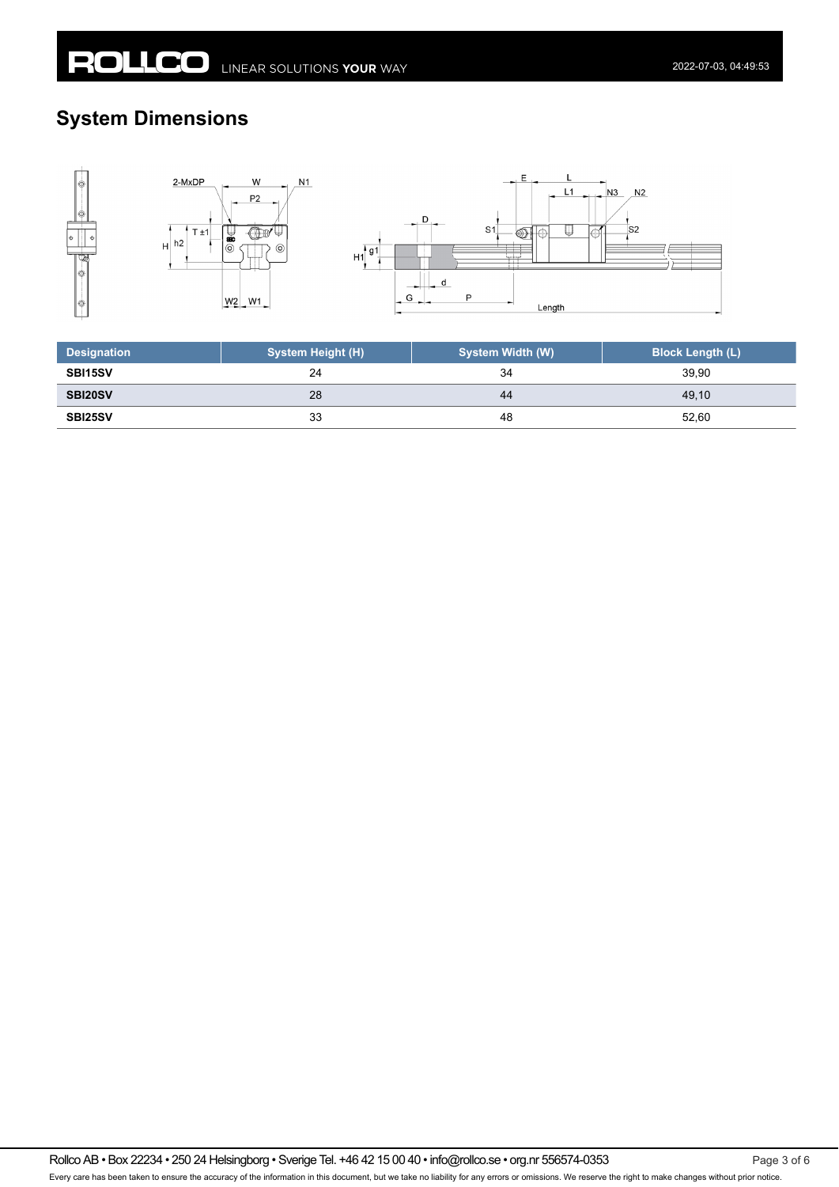## System Dimensions

| Designation | System Height (H) | System Width (W) | Block Length (L) |
|---|---|---|---|
| **SBI15SV** | 24 | 34 | 39,90 |
| **SBI20SV** | 28 | 44 | 49,10 |
| **SBI25SV** | 33 | 48 | 52,60 |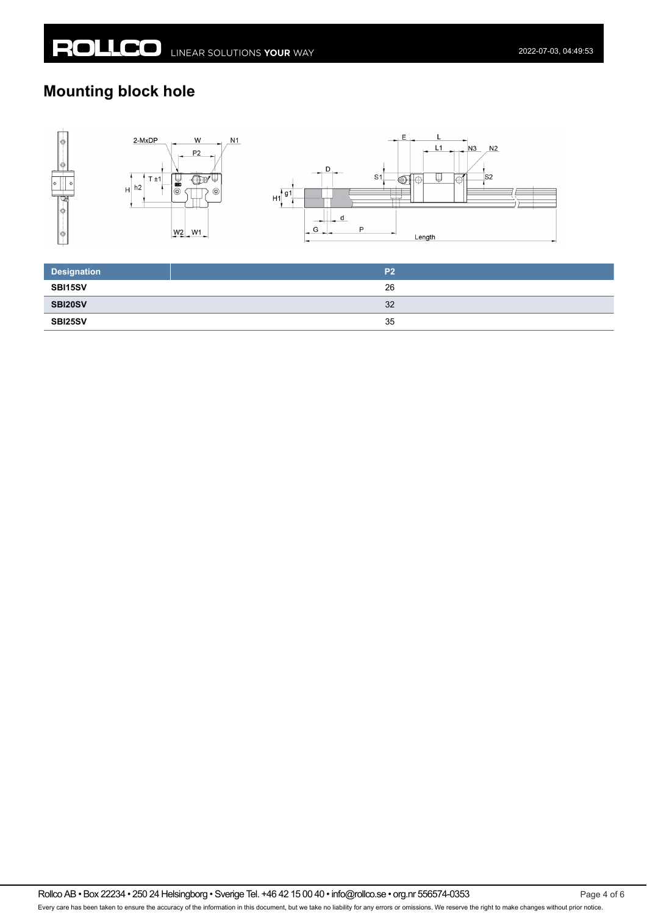## Mounting block hole

| Designation | P2 |
| --- | --- |
| SBI15SV | 26 |
| SBI20SV | 32 |
| SBI25SV | 35 |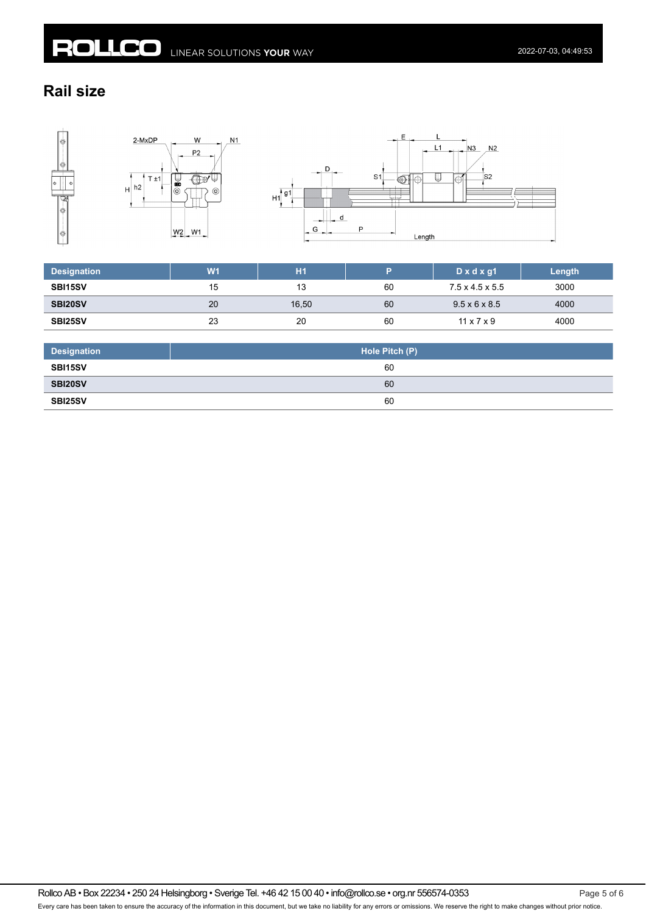## Rail size

| Designation | W1 | H1 | P | D x d x g1 | Length |
|---|---|---|---|---|---|
| **SBI15SV** | 15 | 13 | 60 | 7.5 x 4.5 x 5.5 | 3000 |
| **SBI20SV** | 20 | 16,50 | 60 | 9.5 x 6 x 8.5 | 4000 |
| **SBI25SV** | 23 | 20 | 60 | 11 x 7 x 9 | 4000 |

| Designation | Hole Pitch (P) |
|---|---|
| **SBI15SV** | 60 |
| **SBI20SV** | 60 |
| **SBI25SV** | 60 |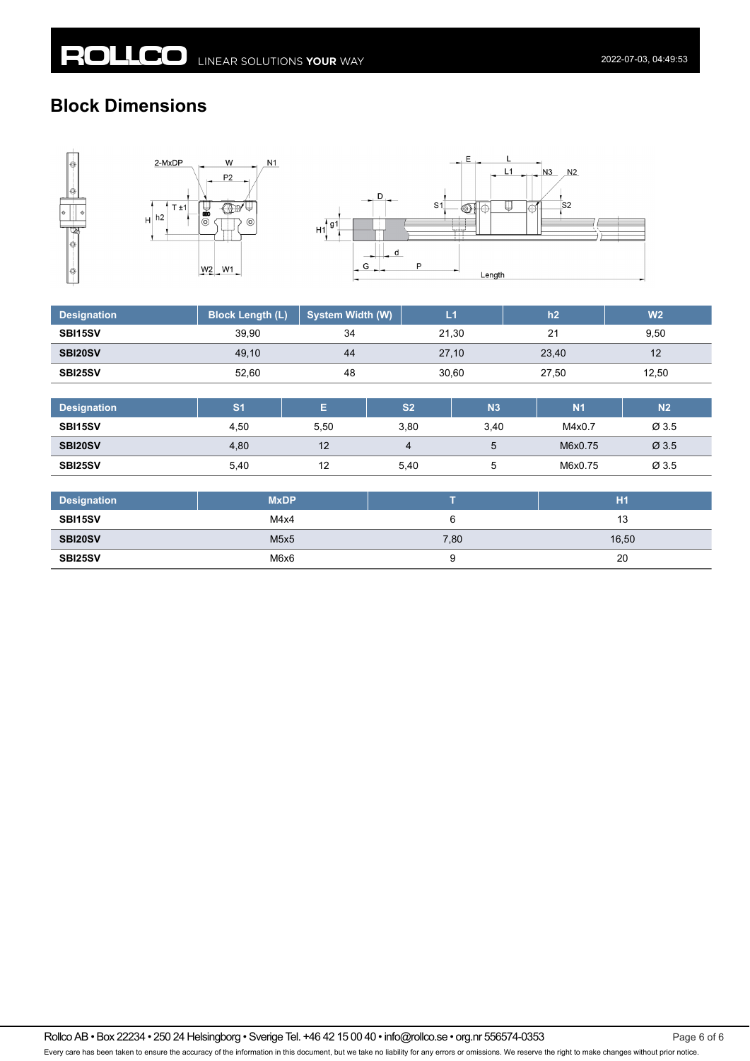## Block Dimensions

| Designation | Block Length (L) | System Width (W) | L1 | h2 | W2 |
|---|---|---|---|---|---|
| SBI15SV | 39,90 | 34 | 21,30 | 21 | 9,50 |
| SBI20SV | 49,10 | 44 | 27,10 | 23,40 | 12 |
| SBI25SV | 52,60 | 48 | 30,60 | 27,50 | 12,50 |

| Designation | S1 | E | S2 | N3 | N1 | N2 |
|---|---|---|---|---|---|---|
| SBI15SV | 4,50 | 5,50 | 3,80 | 3,40 | M4x0.7 | Ø 3.5 |
| SBI20SV | 4,80 | 12 | 4 | 5 | M6x0.75 | Ø 3.5 |
| SBI25SV | 5,40 | 12 | 5,40 | 5 | M6x0.75 | Ø 3.5 |

| Designation | MxDP | T | H1 |
|---|---|---|---|
| SBI15SV | M4x4 | 6 | 13 |
| SBI20SV | M5x5 | 7,80 | 16,50 |
| SBI25SV | M6x6 | 9 | 20 |

Rollco AB • Box 22234 • 250 24 Helsingborg • Sverige Tel. +46 42 15 00 40 • info@rollco.se • org.nr 556574-0353

Every care has been taken to ensure the accuracy of the information in this document, but we take no liability for any errors or omissions. We reserve the right to make changes without prior notice.